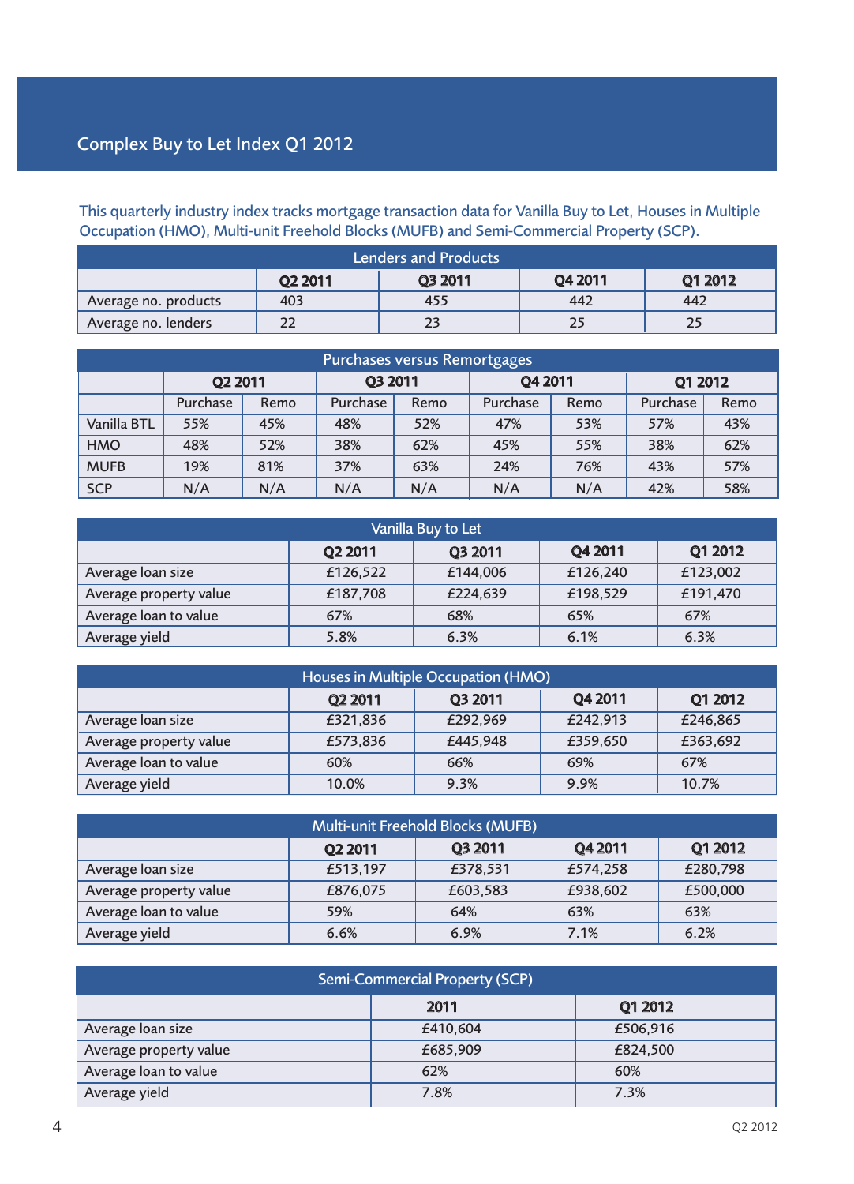# Complex Buy to Let Index Q1 2012

This quarterly industry index tracks mortgage transaction data for Vanilla Buy to Let, Houses in Multiple Occupation (HMO), Multi-unit Freehold Blocks (MUFB) and Semi-Commercial Property (SCP).

| Lenders and Products | Q2 2011 | Q3 2011 | Q4 2011 | Q1 2012 |
|---|---|---|---|---|
| Average no. products | 403 | 455 | 442 | 442 |
| Average no. lenders | 22 | 23 | 25 | 25 |

| Purchases versus Remortgages | Q2 2011 | | Q3 2011 | | Q4 2011 | | Q1 2012 | |
|---|---|---|---|---|---|---|---|---|
| | Purchase | Remo | Purchase | Remo | Purchase | Remo | Purchase | Remo |
| Vanilla BTL | 55% | 45% | 48% | 52% | 47% | 53% | 57% | 43% |
| HMO | 48% | 52% | 38% | 62% | 45% | 55% | 38% | 62% |
| MUFB | 19% | 81% | 37% | 63% | 24% | 76% | 43% | 57% |
| SCP | N/A | N/A | N/A | N/A | N/A | N/A | 42% | 58% |

| Vanilla Buy to Let | Q2 2011 | Q3 2011 | Q4 2011 | Q1 2012 |
|---|---|---|---|---|
| Average loan size | £126,522 | £144,006 | £126,240 | £123,002 |
| Average property value | £187,708 | £224,639 | £198,529 | £191,470 |
| Average loan to value | 67% | 68% | 65% | 67% |
| Average yield | 5.8% | 6.3% | 6.1% | 6.3% |

| Houses in Multiple Occupation (HMO) | Q2 2011 | Q3 2011 | Q4 2011 | Q1 2012 |
|---|---|---|---|---|
| Average loan size | £321,836 | £292,969 | £242,913 | £246,865 |
| Average property value | £573,836 | £445,948 | £359,650 | £363,692 |
| Average loan to value | 60% | 66% | 69% | 67% |
| Average yield | 10.0% | 9.3% | 9.9% | 10.7% |

| Multi-unit Freehold Blocks (MUFB) | Q2 2011 | Q3 2011 | Q4 2011 | Q1 2012 |
|---|---|---|---|---|
| Average loan size | £513,197 | £378,531 | £574,258 | £280,798 |
| Average property value | £876,075 | £603,583 | £938,602 | £500,000 |
| Average loan to value | 59% | 64% | 63% | 63% |
| Average yield | 6.6% | 6.9% | 7.1% | 6.2% |

| Semi-Commercial Property (SCP) | 2011 | Q1 2012 |
|---|---|---|
| Average loan size | £410,604 | £506,916 |
| Average property value | £685,909 | £824,500 |
| Average loan to value | 62% | 60% |
| Average yield | 7.8% | 7.3% |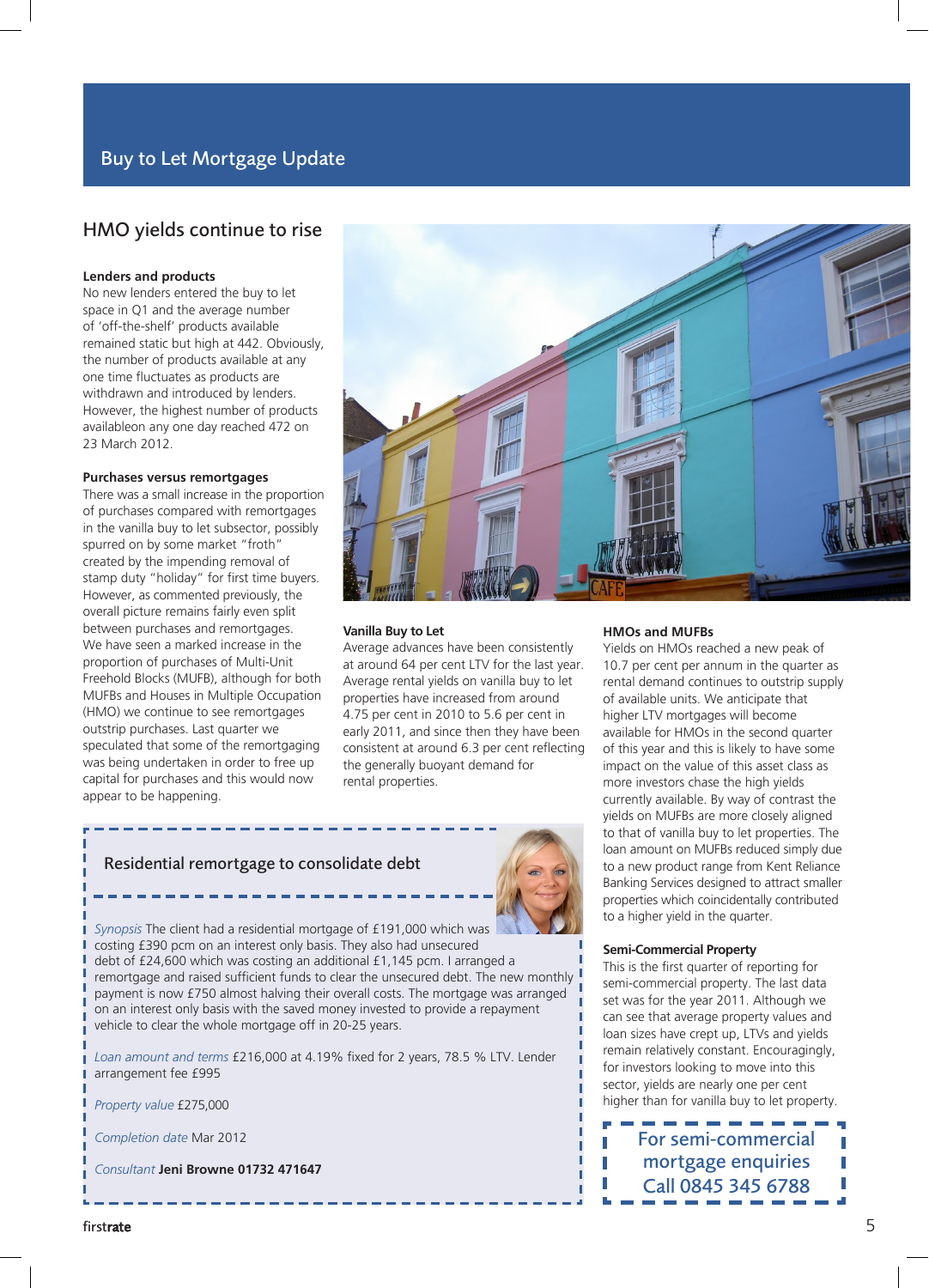# Buy to Let Mortgage Update

## HMO yields continue to rise

**Lenders and products**

No new lenders entered the buy to let space in Q1 and the average number of 'off-the-shelf' products available remained static but high at 442. Obviously, the number of products available at any one time fluctuates as products are withdrawn and introduced by lenders. However, the highest number of products availableon any one day reached 472 on 23 March 2012.

**Purchases versus remortgages**

There was a small increase in the proportion of purchases compared with remortgages in the vanilla buy to let subsector, possibly spurred on by some market "froth" created by the impending removal of stamp duty "holiday" for first time buyers. However, as commented previously, the overall picture remains fairly even split between purchases and remortgages. We have seen a marked increase in the proportion of purchases of Multi-Unit Freehold Blocks (MUFB), although for both MUFBs and Houses in Multiple Occupation (HMO) we continue to see remortgages outstrip purchases. Last quarter we speculated that some of the remortgaging was being undertaken in order to free up capital for purchases and this would now appear to be happening.

**Vanilla Buy to Let**

Average advances have been consistently at around 64 per cent LTV for the last year. Average rental yields on vanilla buy to let properties have increased from around 4.75 per cent in 2010 to 5.6 per cent in early 2011, and since then they have been consistent at around 6.3 per cent reflecting the generally buoyant demand for rental properties.

**HMOs and MUFBs**

Yields on HMOs reached a new peak of 10.7 per cent per annum in the quarter as rental demand continues to outstrip supply of available units. We anticipate that higher LTV mortgages will become available for HMOs in the second quarter of this year and this is likely to have some impact on the value of this asset class as more investors chase the high yields currently available. By way of contrast the yields on MUFBs are more closely aligned to that of vanilla buy to let properties. The loan amount on MUFBs reduced simply due to a new product range from Kent Reliance Banking Services designed to attract smaller properties which coincidentally contributed to a higher yield in the quarter.

**Semi-Commercial Property**

This is the first quarter of reporting for semi-commercial property. The last data set was for the year 2011. Although we can see that average property values and loan sizes have crept up, LTVs and yields remain relatively constant. Encouragingly, for investors looking to move into this sector, yields are nearly one per cent higher than for vanilla buy to let property.

For semi-commercial mortgage enquiries Call 0845 345 6788

### Residential remortgage to consolidate debt

*Synopsis* The client had a residential mortgage of £191,000 which was costing £390 pcm on an interest only basis. They also had unsecured debt of £24,600 which was costing an additional £1,145 pcm. I arranged a remortgage and raised sufficient funds to clear the unsecured debt. The new monthly payment is now £750 almost halving their overall costs. The mortgage was arranged on an interest only basis with the saved money invested to provide a repayment vehicle to clear the whole mortgage off in 20-25 years.

*Loan amount and terms* £216,000 at 4.19% fixed for 2 years, 78.5 % LTV. Lender arrangement fee £995

*Property value* £275,000

*Completion date* Mar 2012

*Consultant* **Jeni Browne 01732 471647**